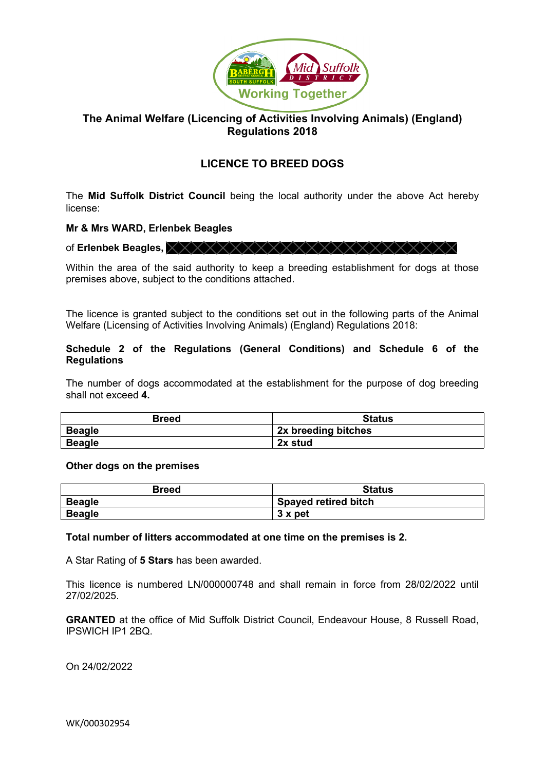**The Animal Welfare (Licencing of Activities Involving Animals) (England) Regulations 2018**

## LICENCE TO BREED DOGS

The **Mid Suffolk District Council** being the local authority under the above Act hereby license:

**Mr & Mrs WARD, Erlenbek Beagles**

of **Erlenbek Beagles,**

Within the area of the said authority to keep a breeding establishment for dogs at those premises above, subject to the conditions attached.

The licence is granted subject to the conditions set out in the following parts of the Animal Welfare (Licensing of Activities Involving Animals) (England) Regulations 2018:

**Schedule 2 of the Regulations (General Conditions) and Schedule 6 of the Regulations**

The number of dogs accommodated at the establishment for the purpose of dog breeding shall not exceed **4.**

| Breed | Status |
|---|---|
| **Beagle** | **2x breeding bitches** |
| **Beagle** | **2x stud** |

**Other dogs on the premises**

| Breed | Status |
|---|---|
| **Beagle** | **Spayed retired bitch** |
| **Beagle** | **3 x pet** |

**Total number of litters accommodated at one time on the premises is 2.**

A Star Rating of **5 Stars** has been awarded.

This licence is numbered LN/000000748 and shall remain in force from 28/02/2022 until 27/02/2025.

**GRANTED** at the office of Mid Suffolk District Council, Endeavour House, 8 Russell Road, IPSWICH IP1 2BQ.

On 24/02/2022

WK/000302954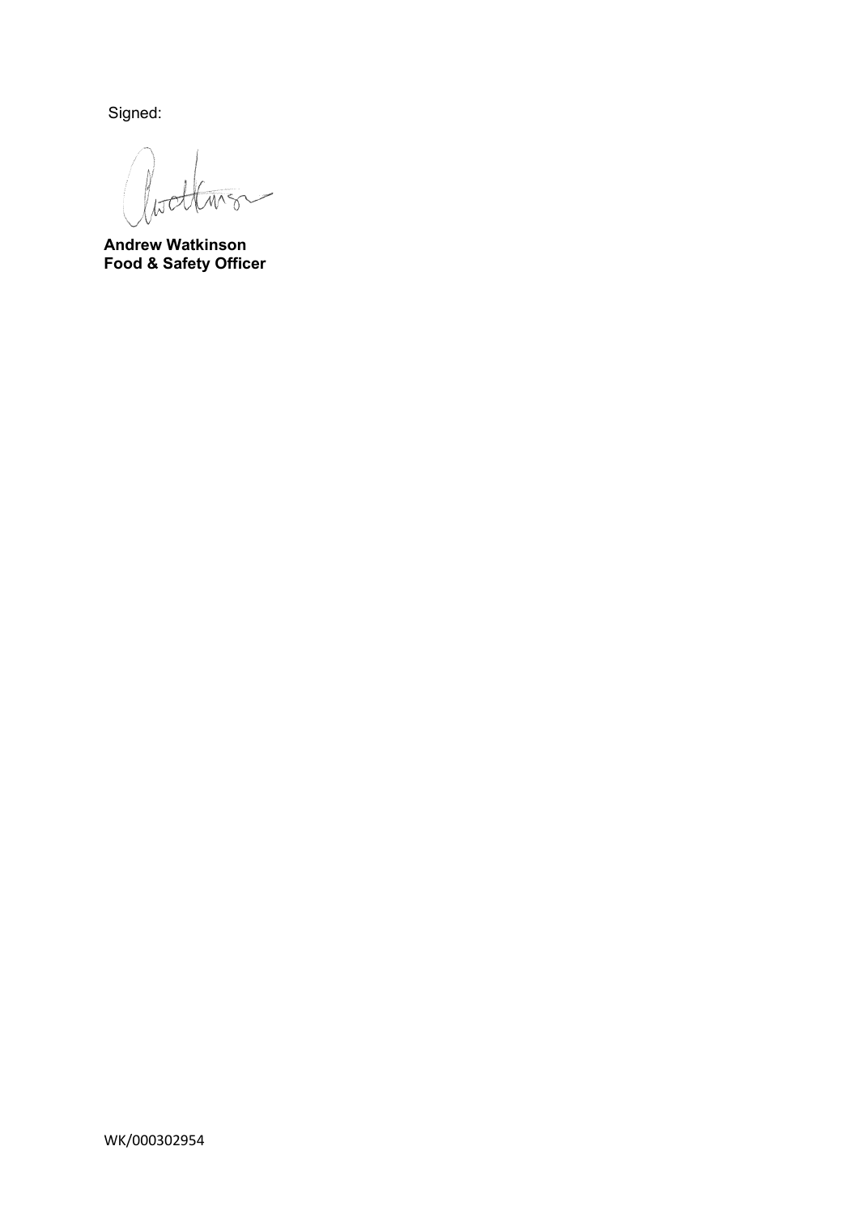Signed:

**Andrew Watkinson**
**Food & Safety Officer**

WK/000302954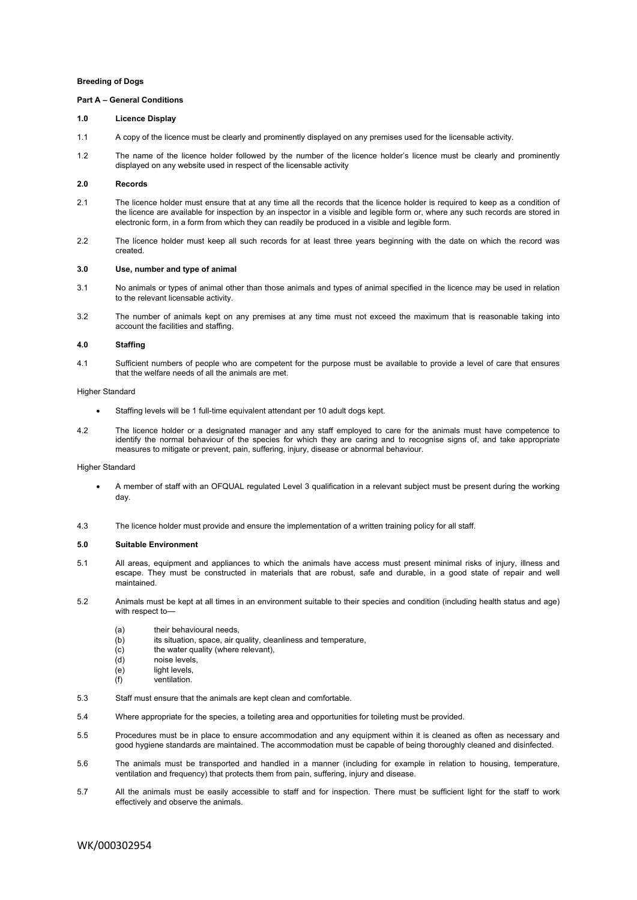**Breeding of Dogs**

**Part A – General Conditions**

**1.0 Licence Display**

1.1 A copy of the licence must be clearly and prominently displayed on any premises used for the licensable activity.

1.2 The name of the licence holder followed by the number of the licence holder's licence must be clearly and prominently displayed on any website used in respect of the licensable activity

**2.0 Records**

2.1 The licence holder must ensure that at any time all the records that the licence holder is required to keep as a condition of the licence are available for inspection by an inspector in a visible and legible form or, where any such records are stored in electronic form, in a form from which they can readily be produced in a visible and legible form.

2.2 The licence holder must keep all such records for at least three years beginning with the date on which the record was created.

**3.0 Use, number and type of animal**

3.1 No animals or types of animal other than those animals and types of animal specified in the licence may be used in relation to the relevant licensable activity.

3.2 The number of animals kept on any premises at any time must not exceed the maximum that is reasonable taking into account the facilities and staffing.

**4.0 Staffing**

4.1 Sufficient numbers of people who are competent for the purpose must be available to provide a level of care that ensures that the welfare needs of all the animals are met.

Higher Standard

- Staffing levels will be 1 full-time equivalent attendant per 10 adult dogs kept.

4.2 The licence holder or a designated manager and any staff employed to care for the animals must have competence to identify the normal behaviour of the species for which they are caring and to recognise signs of, and take appropriate measures to mitigate or prevent, pain, suffering, injury, disease or abnormal behaviour.

Higher Standard

- A member of staff with an OFQUAL regulated Level 3 qualification in a relevant subject must be present during the working day.

4.3 The licence holder must provide and ensure the implementation of a written training policy for all staff.

**5.0 Suitable Environment**

5.1 All areas, equipment and appliances to which the animals have access must present minimal risks of injury, illness and escape. They must be constructed in materials that are robust, safe and durable, in a good state of repair and well maintained.

5.2 Animals must be kept at all times in an environment suitable to their species and condition (including health status and age) with respect to—

(a) their behavioural needs,
(b) its situation, space, air quality, cleanliness and temperature,
(c) the water quality (where relevant),
(d) noise levels,
(e) light levels,
(f) ventilation.

5.3 Staff must ensure that the animals are kept clean and comfortable.

5.4 Where appropriate for the species, a toileting area and opportunities for toileting must be provided.

5.5 Procedures must be in place to ensure accommodation and any equipment within it is cleaned as often as necessary and good hygiene standards are maintained. The accommodation must be capable of being thoroughly cleaned and disinfected.

5.6 The animals must be transported and handled in a manner (including for example in relation to housing, temperature, ventilation and frequency) that protects them from pain, suffering, injury and disease.

5.7 All the animals must be easily accessible to staff and for inspection. There must be sufficient light for the staff to work effectively and observe the animals.

WK/000302954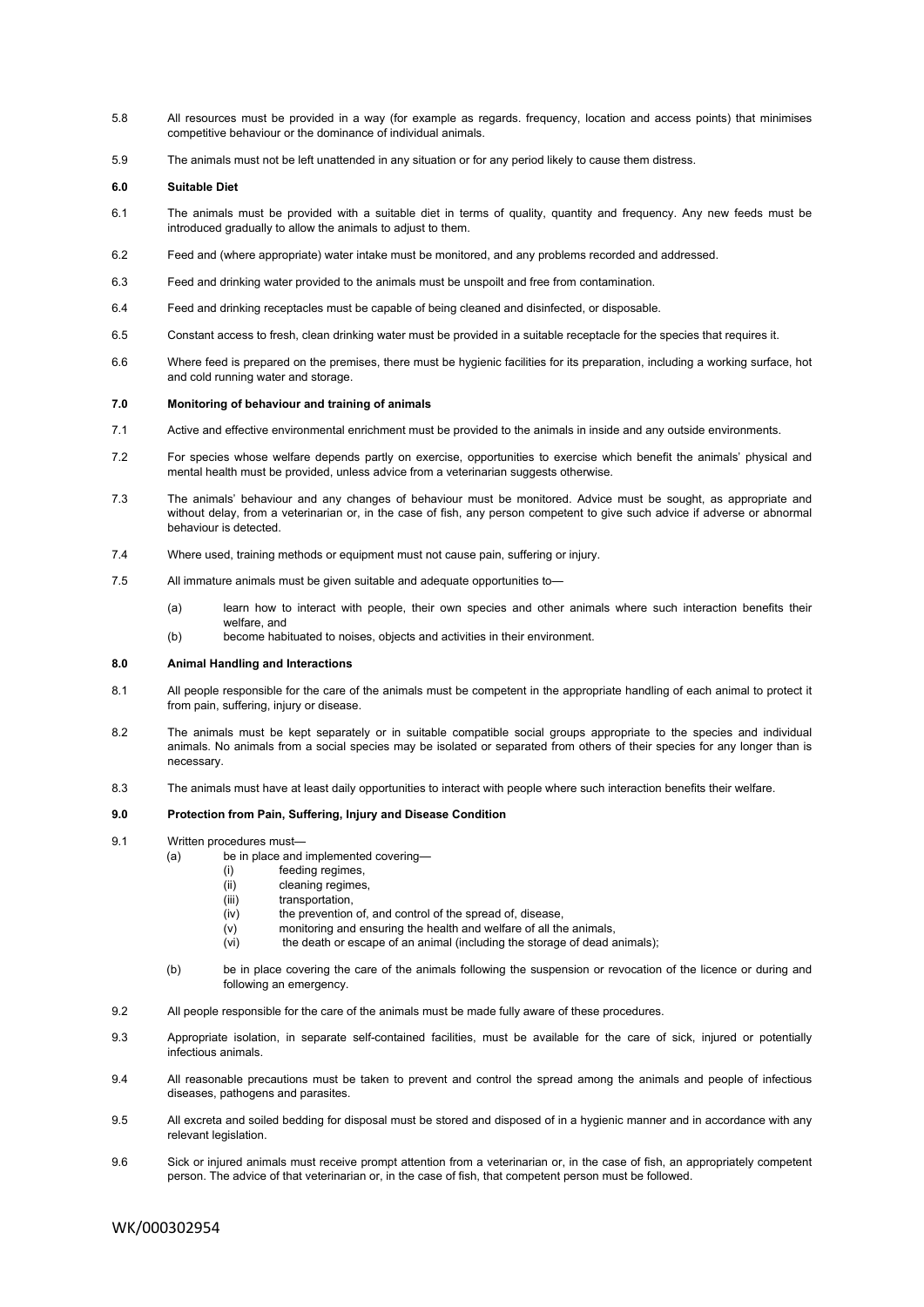5.8 All resources must be provided in a way (for example as regards. frequency, location and access points) that minimises competitive behaviour or the dominance of individual animals.

5.9 The animals must not be left unattended in any situation or for any period likely to cause them distress.

### 6.0 Suitable Diet

6.1 The animals must be provided with a suitable diet in terms of quality, quantity and frequency. Any new feeds must be introduced gradually to allow the animals to adjust to them.

6.2 Feed and (where appropriate) water intake must be monitored, and any problems recorded and addressed.

6.3 Feed and drinking water provided to the animals must be unspoilt and free from contamination.

6.4 Feed and drinking receptacles must be capable of being cleaned and disinfected, or disposable.

6.5 Constant access to fresh, clean drinking water must be provided in a suitable receptacle for the species that requires it.

6.6 Where feed is prepared on the premises, there must be hygienic facilities for its preparation, including a working surface, hot and cold running water and storage.

### 7.0 Monitoring of behaviour and training of animals

7.1 Active and effective environmental enrichment must be provided to the animals in inside and any outside environments.

7.2 For species whose welfare depends partly on exercise, opportunities to exercise which benefit the animals' physical and mental health must be provided, unless advice from a veterinarian suggests otherwise.

7.3 The animals' behaviour and any changes of behaviour must be monitored. Advice must be sought, as appropriate and without delay, from a veterinarian or, in the case of fish, any person competent to give such advice if adverse or abnormal behaviour is detected.

7.4 Where used, training methods or equipment must not cause pain, suffering or injury.

7.5 All immature animals must be given suitable and adequate opportunities to—

- (a) learn how to interact with people, their own species and other animals where such interaction benefits their welfare, and
- (b) become habituated to noises, objects and activities in their environment.

### 8.0 Animal Handling and Interactions

8.1 All people responsible for the care of the animals must be competent in the appropriate handling of each animal to protect it from pain, suffering, injury or disease.

8.2 The animals must be kept separately or in suitable compatible social groups appropriate to the species and individual animals. No animals from a social species may be isolated or separated from others of their species for any longer than is necessary.

8.3 The animals must have at least daily opportunities to interact with people where such interaction benefits their welfare.

### 9.0 Protection from Pain, Suffering, Injury and Disease Condition

9.1 Written procedures must—

- (a) be in place and implemented covering—
  - (i) feeding regimes,
  - (ii) cleaning regimes,
  - (iii) transportation,
  - (iv) the prevention of, and control of the spread of, disease,
  - (v) monitoring and ensuring the health and welfare of all the animals,
  - (vi) the death or escape of an animal (including the storage of dead animals);
- (b) be in place covering the care of the animals following the suspension or revocation of the licence or during and following an emergency.

9.2 All people responsible for the care of the animals must be made fully aware of these procedures.

9.3 Appropriate isolation, in separate self-contained facilities, must be available for the care of sick, injured or potentially infectious animals.

9.4 All reasonable precautions must be taken to prevent and control the spread among the animals and people of infectious diseases, pathogens and parasites.

9.5 All excreta and soiled bedding for disposal must be stored and disposed of in a hygienic manner and in accordance with any relevant legislation.

9.6 Sick or injured animals must receive prompt attention from a veterinarian or, in the case of fish, an appropriately competent person. The advice of that veterinarian or, in the case of fish, that competent person must be followed.

WK/000302954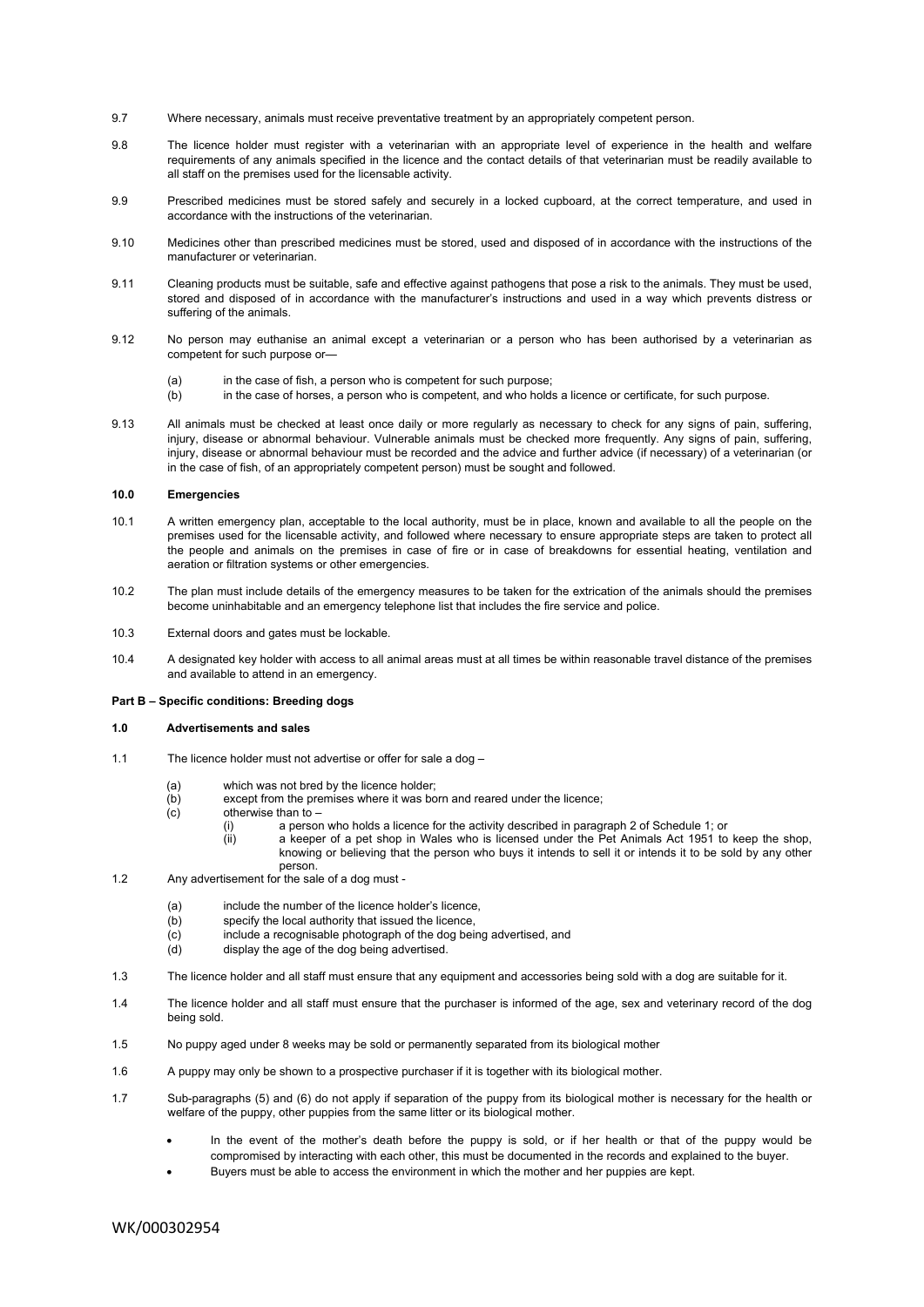9.7 Where necessary, animals must receive preventative treatment by an appropriately competent person.

9.8 The licence holder must register with a veterinarian with an appropriate level of experience in the health and welfare requirements of any animals specified in the licence and the contact details of that veterinarian must be readily available to all staff on the premises used for the licensable activity.

9.9 Prescribed medicines must be stored safely and securely in a locked cupboard, at the correct temperature, and used in accordance with the instructions of the veterinarian.

9.10 Medicines other than prescribed medicines must be stored, used and disposed of in accordance with the instructions of the manufacturer or veterinarian.

9.11 Cleaning products must be suitable, safe and effective against pathogens that pose a risk to the animals. They must be used, stored and disposed of in accordance with the manufacturer's instructions and used in a way which prevents distress or suffering of the animals.

9.12 No person may euthanise an animal except a veterinarian or a person who has been authorised by a veterinarian as competent for such purpose or—

(a) in the case of fish, a person who is competent for such purpose;
(b) in the case of horses, a person who is competent, and who holds a licence or certificate, for such purpose.

9.13 All animals must be checked at least once daily or more regularly as necessary to check for any signs of pain, suffering, injury, disease or abnormal behaviour. Vulnerable animals must be checked more frequently. Any signs of pain, suffering, injury, disease or abnormal behaviour must be recorded and the advice and further advice (if necessary) of a veterinarian (or in the case of fish, of an appropriately competent person) must be sought and followed.

**10.0 Emergencies**

10.1 A written emergency plan, acceptable to the local authority, must be in place, known and available to all the people on the premises used for the licensable activity, and followed where necessary to ensure appropriate steps are taken to protect all the people and animals on the premises in case of fire or in case of breakdowns for essential heating, ventilation and aeration or filtration systems or other emergencies.

10.2 The plan must include details of the emergency measures to be taken for the extrication of the animals should the premises become uninhabitable and an emergency telephone list that includes the fire service and police.

10.3 External doors and gates must be lockable.

10.4 A designated key holder with access to all animal areas must at all times be within reasonable travel distance of the premises and available to attend in an emergency.

**Part B – Specific conditions: Breeding dogs**

**1.0 Advertisements and sales**

1.1 The licence holder must not advertise or offer for sale a dog –

(a) which was not bred by the licence holder;
(b) except from the premises where it was born and reared under the licence;
(c) otherwise than to –
  (i) a person who holds a licence for the activity described in paragraph 2 of Schedule 1; or
  (ii) a keeper of a pet shop in Wales who is licensed under the Pet Animals Act 1951 to keep the shop, knowing or believing that the person who buys it intends to sell it or intends it to be sold by any other person.

1.2 Any advertisement for the sale of a dog must -

(a) include the number of the licence holder's licence,
(b) specify the local authority that issued the licence,
(c) include a recognisable photograph of the dog being advertised, and
(d) display the age of the dog being advertised.

1.3 The licence holder and all staff must ensure that any equipment and accessories being sold with a dog are suitable for it.

1.4 The licence holder and all staff must ensure that the purchaser is informed of the age, sex and veterinary record of the dog being sold.

1.5 No puppy aged under 8 weeks may be sold or permanently separated from its biological mother

1.6 A puppy may only be shown to a prospective purchaser if it is together with its biological mother.

1.7 Sub-paragraphs (5) and (6) do not apply if separation of the puppy from its biological mother is necessary for the health or welfare of the puppy, other puppies from the same litter or its biological mother.

- In the event of the mother's death before the puppy is sold, or if her health or that of the puppy would be compromised by interacting with each other, this must be documented in the records and explained to the buyer.
- Buyers must be able to access the environment in which the mother and her puppies are kept.

WK/000302954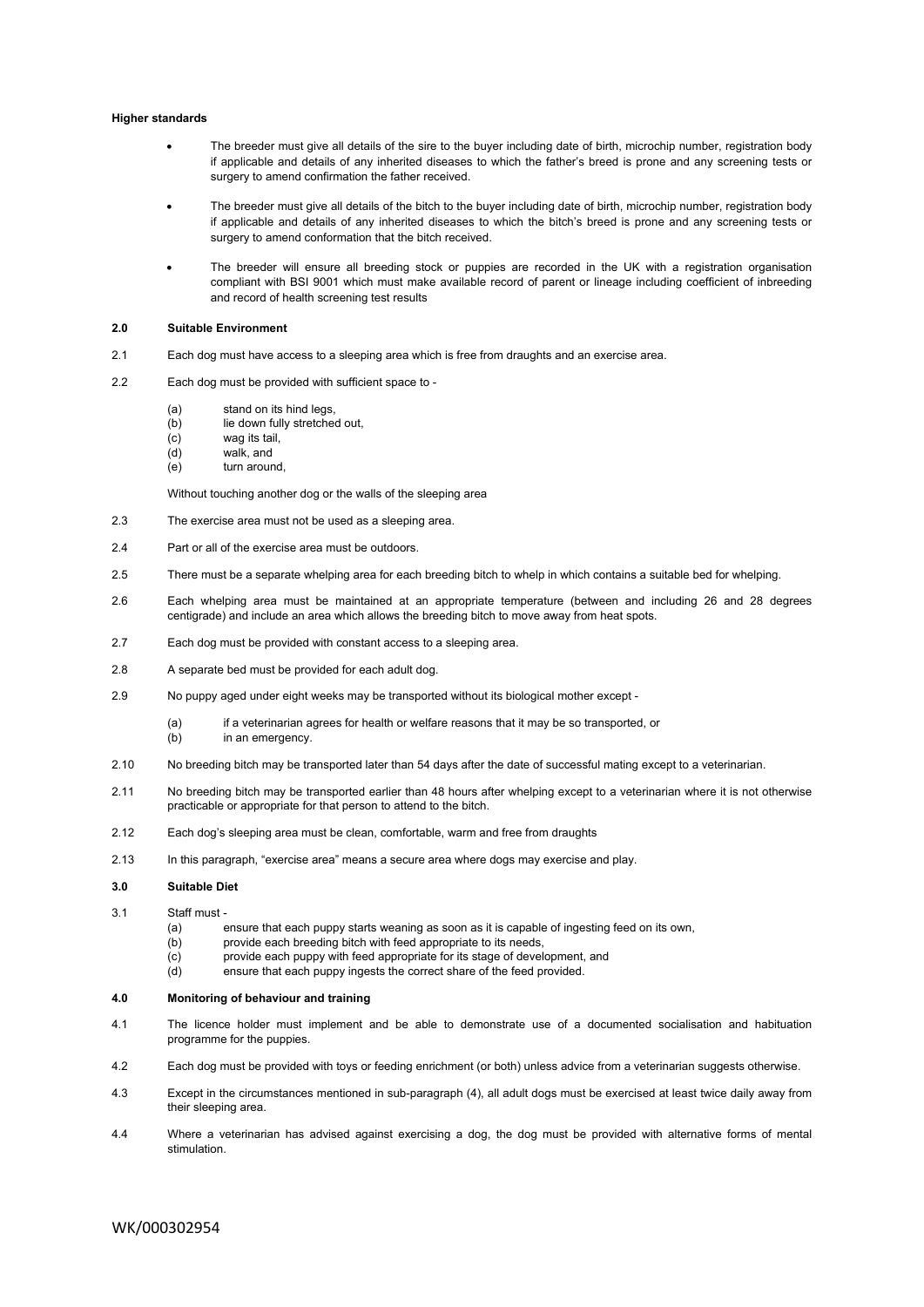**Higher standards**

- The breeder must give all details of the sire to the buyer including date of birth, microchip number, registration body if applicable and details of any inherited diseases to which the father's breed is prone and any screening tests or surgery to amend confirmation the father received.
- The breeder must give all details of the bitch to the buyer including date of birth, microchip number, registration body if applicable and details of any inherited diseases to which the bitch's breed is prone and any screening tests or surgery to amend conformation that the bitch received.
- The breeder will ensure all breeding stock or puppies are recorded in the UK with a registration organisation compliant with BSI 9001 which must make available record of parent or lineage including coefficient of inbreeding and record of health screening test results

**2.0 Suitable Environment**

2.1 Each dog must have access to a sleeping area which is free from draughts and an exercise area.

2.2 Each dog must be provided with sufficient space to -

(a) stand on its hind legs,
(b) lie down fully stretched out,
(c) wag its tail,
(d) walk, and
(e) turn around,

Without touching another dog or the walls of the sleeping area

2.3 The exercise area must not be used as a sleeping area.

2.4 Part or all of the exercise area must be outdoors.

2.5 There must be a separate whelping area for each breeding bitch to whelp in which contains a suitable bed for whelping.

2.6 Each whelping area must be maintained at an appropriate temperature (between and including 26 and 28 degrees centigrade) and include an area which allows the breeding bitch to move away from heat spots.

2.7 Each dog must be provided with constant access to a sleeping area.

2.8 A separate bed must be provided for each adult dog.

2.9 No puppy aged under eight weeks may be transported without its biological mother except -

(a) if a veterinarian agrees for health or welfare reasons that it may be so transported, or
(b) in an emergency.

2.10 No breeding bitch may be transported later than 54 days after the date of successful mating except to a veterinarian.

2.11 No breeding bitch may be transported earlier than 48 hours after whelping except to a veterinarian where it is not otherwise practicable or appropriate for that person to attend to the bitch.

2.12 Each dog's sleeping area must be clean, comfortable, warm and free from draughts

2.13 In this paragraph, "exercise area" means a secure area where dogs may exercise and play.

**3.0 Suitable Diet**

3.1 Staff must -

(a) ensure that each puppy starts weaning as soon as it is capable of ingesting feed on its own,
(b) provide each breeding bitch with feed appropriate to its needs,
(c) provide each puppy with feed appropriate for its stage of development, and
(d) ensure that each puppy ingests the correct share of the feed provided.

**4.0 Monitoring of behaviour and training**

4.1 The licence holder must implement and be able to demonstrate use of a documented socialisation and habituation programme for the puppies.

4.2 Each dog must be provided with toys or feeding enrichment (or both) unless advice from a veterinarian suggests otherwise.

4.3 Except in the circumstances mentioned in sub-paragraph (4), all adult dogs must be exercised at least twice daily away from their sleeping area.

4.4 Where a veterinarian has advised against exercising a dog, the dog must be provided with alternative forms of mental stimulation.

WK/000302954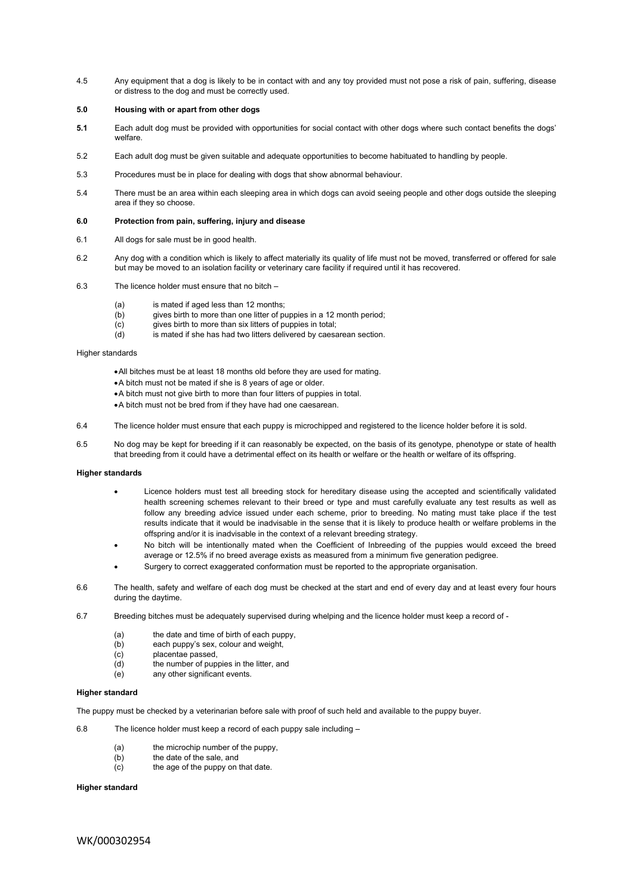4.5 Any equipment that a dog is likely to be in contact with and any toy provided must not pose a risk of pain, suffering, disease or distress to the dog and must be correctly used.

**5.0 Housing with or apart from other dogs**

**5.1** Each adult dog must be provided with opportunities for social contact with other dogs where such contact benefits the dogs' welfare.

5.2 Each adult dog must be given suitable and adequate opportunities to become habituated to handling by people.

5.3 Procedures must be in place for dealing with dogs that show abnormal behaviour.

5.4 There must be an area within each sleeping area in which dogs can avoid seeing people and other dogs outside the sleeping area if they so choose.

**6.0 Protection from pain, suffering, injury and disease**

6.1 All dogs for sale must be in good health.

6.2 Any dog with a condition which is likely to affect materially its quality of life must not be moved, transferred or offered for sale but may be moved to an isolation facility or veterinary care facility if required until it has recovered.

6.3 The licence holder must ensure that no bitch –

(a) is mated if aged less than 12 months;
(b) gives birth to more than one litter of puppies in a 12 month period;
(c) gives birth to more than six litters of puppies in total;
(d) is mated if she has had two litters delivered by caesarean section.

Higher standards

- All bitches must be at least 18 months old before they are used for mating.
- A bitch must not be mated if she is 8 years of age or older.
- A bitch must not give birth to more than four litters of puppies in total.
- A bitch must not be bred from if they have had one caesarean.

6.4 The licence holder must ensure that each puppy is microchipped and registered to the licence holder before it is sold.

6.5 No dog may be kept for breeding if it can reasonably be expected, on the basis of its genotype, phenotype or state of health that breeding from it could have a detrimental effect on its health or welfare or the health or welfare of its offspring.

**Higher standards**

- Licence holders must test all breeding stock for hereditary disease using the accepted and scientifically validated health screening schemes relevant to their breed or type and must carefully evaluate any test results as well as follow any breeding advice issued under each scheme, prior to breeding. No mating must take place if the test results indicate that it would be inadvisable in the sense that it is likely to produce health or welfare problems in the offspring and/or it is inadvisable in the context of a relevant breeding strategy.
- No bitch will be intentionally mated when the Coefficient of Inbreeding of the puppies would exceed the breed average or 12.5% if no breed average exists as measured from a minimum five generation pedigree.
- Surgery to correct exaggerated conformation must be reported to the appropriate organisation.

6.6 The health, safety and welfare of each dog must be checked at the start and end of every day and at least every four hours during the daytime.

6.7 Breeding bitches must be adequately supervised during whelping and the licence holder must keep a record of -

(a) the date and time of birth of each puppy,
(b) each puppy's sex, colour and weight,
(c) placentae passed,
(d) the number of puppies in the litter, and
(e) any other significant events.

**Higher standard**

The puppy must be checked by a veterinarian before sale with proof of such held and available to the puppy buyer.

6.8 The licence holder must keep a record of each puppy sale including –

(a) the microchip number of the puppy,
(b) the date of the sale, and
(c) the age of the puppy on that date.

**Higher standard**

WK/000302954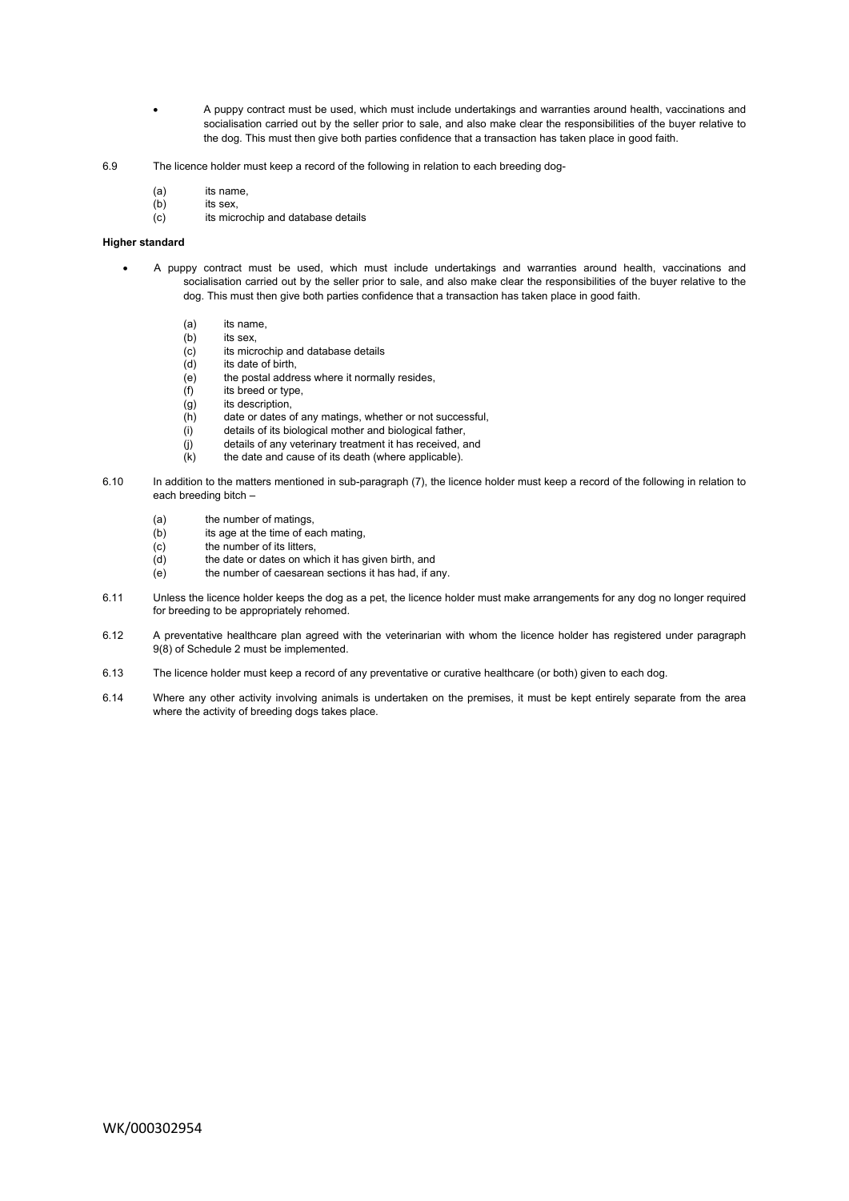- A puppy contract must be used, which must include undertakings and warranties around health, vaccinations and socialisation carried out by the seller prior to sale, and also make clear the responsibilities of the buyer relative to the dog. This must then give both parties confidence that a transaction has taken place in good faith.

6.9 The licence holder must keep a record of the following in relation to each breeding dog-

(a) its name,
(b) its sex,
(c) its microchip and database details

**Higher standard**

- A puppy contract must be used, which must include undertakings and warranties around health, vaccinations and socialisation carried out by the seller prior to sale, and also make clear the responsibilities of the buyer relative to the dog. This must then give both parties confidence that a transaction has taken place in good faith.

(a) its name,
(b) its sex,
(c) its microchip and database details
(d) its date of birth,
(e) the postal address where it normally resides,
(f) its breed or type,
(g) its description,
(h) date or dates of any matings, whether or not successful,
(i) details of its biological mother and biological father,
(j) details of any veterinary treatment it has received, and
(k) the date and cause of its death (where applicable).

6.10 In addition to the matters mentioned in sub-paragraph (7), the licence holder must keep a record of the following in relation to each breeding bitch –

(a) the number of matings,
(b) its age at the time of each mating,
(c) the number of its litters,
(d) the date or dates on which it has given birth, and
(e) the number of caesarean sections it has had, if any.

6.11 Unless the licence holder keeps the dog as a pet, the licence holder must make arrangements for any dog no longer required for breeding to be appropriately rehomed.

6.12 A preventative healthcare plan agreed with the veterinarian with whom the licence holder has registered under paragraph 9(8) of Schedule 2 must be implemented.

6.13 The licence holder must keep a record of any preventative or curative healthcare (or both) given to each dog.

6.14 Where any other activity involving animals is undertaken on the premises, it must be kept entirely separate from the area where the activity of breeding dogs takes place.

WK/000302954